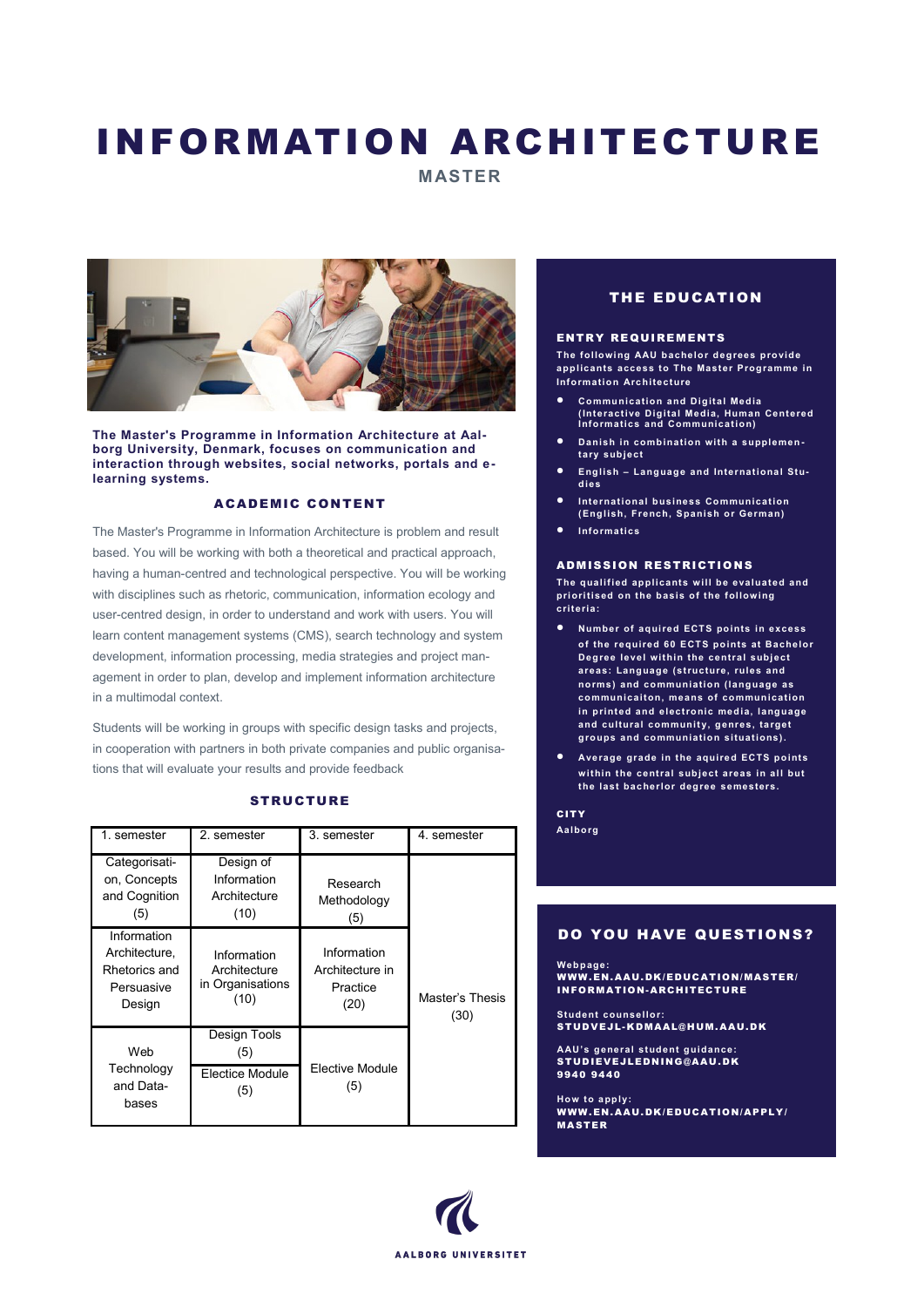# INFORMATION ARCHITECTURE

## MASTER

**The Master's Programme in Information Architecture at Aalborg University, Denmark, focuses on communication and interaction through websites, social networks, portals and e-learning systems.**

### ACADEMIC CONTENT

The Master's Programme in Information Architecture is problem and result based. You will be working with both a theoretical and practical approach, having a human-centred and technological perspective. You will be working with disciplines such as rhetoric, communication, information ecology and user-centred design, in order to understand and work with users. You will learn content management systems (CMS), search technology and system development, information processing, media strategies and project management in order to plan, develop and implement information architecture in a multimodal context.

Students will be working in groups with specific design tasks and projects, in cooperation with partners in both private companies and public organisations that will evaluate your results and provide feedback

### STRUCTURE

| 1. semester | 2. semester | 3. semester | 4. semester |
|---|---|---|---|
| Categorisation, Concepts and Cognition (5) | Design of Information Architecture (10) | Research Methodology (5) | Master's Thesis (30) |
| Information Architecture, Rhetorics and Persuasive Design | Information Architecture in Organisations (10) | Information Architecture in Practice (20) | |
| Web Technology and Databases | Design Tools (5) | Elective Module (5) | |
| | Electice Module (5) | | |

## THE EDUCATION

### ENTRY REQUIREMENTS

The following AAU bachelor degrees provide applicants access to The Master Programme in Information Architecture

- Communication and Digital Media (Interactive Digital Media, Human Centered Informatics and Communication)
- Danish in combination with a supplementary subject
- English – Language and International Studies
- International business Communication (English, French, Spanish or German)
- Informatics

### ADMISSION RESTRICTIONS

The qualified applicants will be evaluated and prioritised on the basis of the following criteria:

- Number of aquired ECTS points in excess of the required 60 ECTS points at Bachelor Degree level within the central subject areas: Language (structure, rules and norms) and communication (language as communicaiton, means of communication in printed and electronic media, language and cultural community, genres, target groups and communication situations).
- Average grade in the aquired ECTS points within the central subject areas in all but the last bacherlor degree semesters.

### CITY

Aalborg

## DO YOU HAVE QUESTIONS?

Webpage:
WWW.EN.AAU.DK/EDUCATION/MASTER/INFORMATION-ARCHITECTURE

Student counsellor:
STUDVEJL-KDMAAL@HUM.AAU.DK

AAU's general student guidance:
STUDIEVEJLEDNING@AAU.DK
9940 9440

How to apply:
WWW.EN.AAU.DK/EDUCATION/APPLY/MASTER

AALBORG UNIVERSITET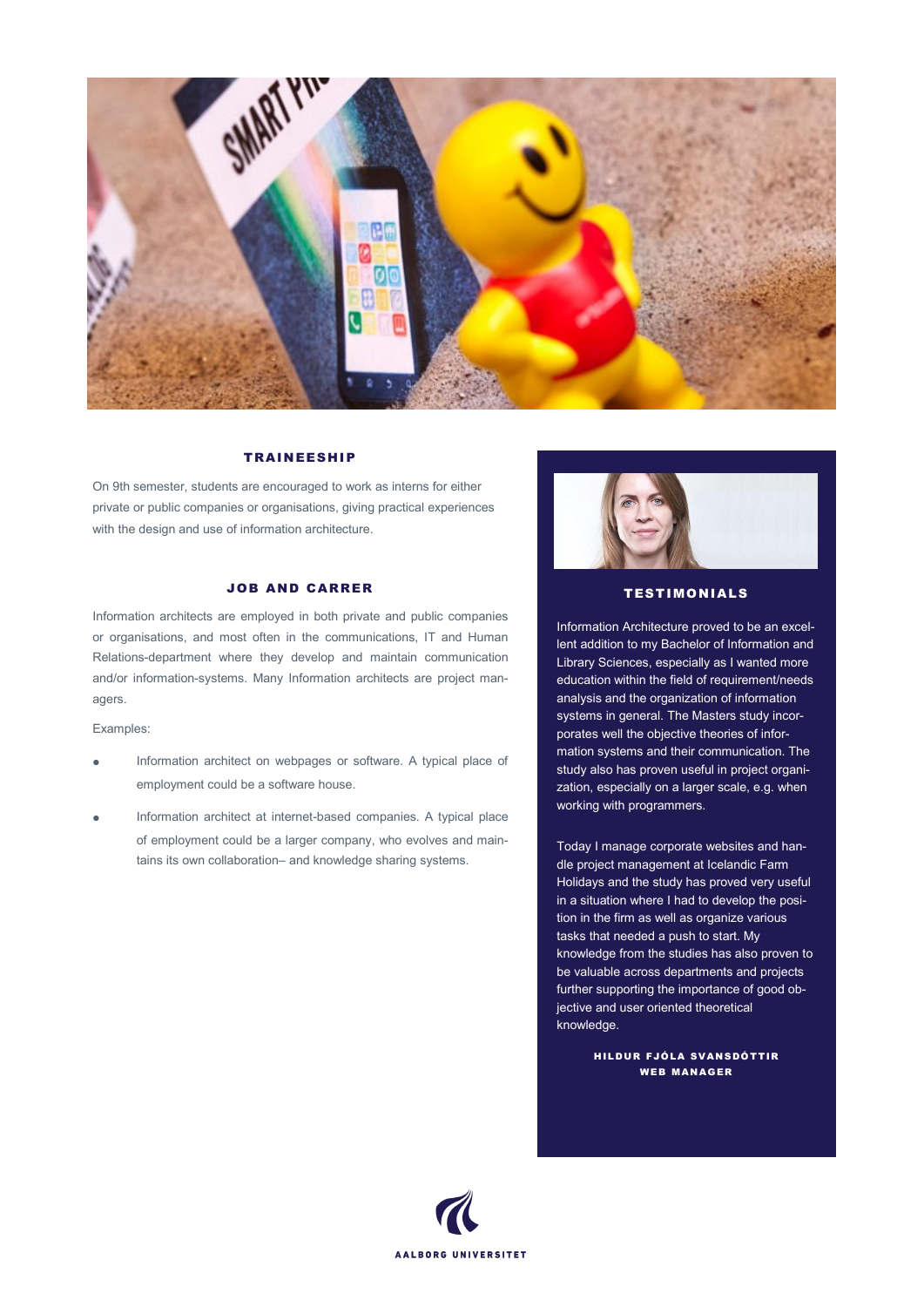## TRAINEESHIP

On 9th semester, students are encouraged to work as interns for either private or public companies or organisations, giving practical experiences with the design and use of information architecture.

## JOB AND CARRER

Information architects are employed in both private and public companies or organisations, and most often in the communications, IT and Human Relations-department where they develop and maintain communication and/or information-systems. Many Information architects are project managers.

Examples:

- Information architect on webpages or software. A typical place of employment could be a software house.
- Information architect at internet-based companies. A typical place of employment could be a larger company, who evolves and maintains its own collaboration– and knowledge sharing systems.

## TESTIMONIALS

Information Architecture proved to be an excellent addition to my Bachelor of Information and Library Sciences, especially as I wanted more education within the field of requirement/needs analysis and the organization of information systems in general. The Masters study incorporates well the objective theories of information systems and their communication. The study also has proven useful in project organization, especially on a larger scale, e.g. when working with programmers.

Today I manage corporate websites and handle project management at Icelandic Farm Holidays and the study has proved very useful in a situation where I had to develop the position in the firm as well as organize various tasks that needed a push to start. My knowledge from the studies has also proven to be valuable across departments and projects further supporting the importance of good objective and user oriented theoretical knowledge.

**HILDUR FJÓLA SVANSDÓTTIR**
**WEB MANAGER**

AALBORG UNIVERSITET